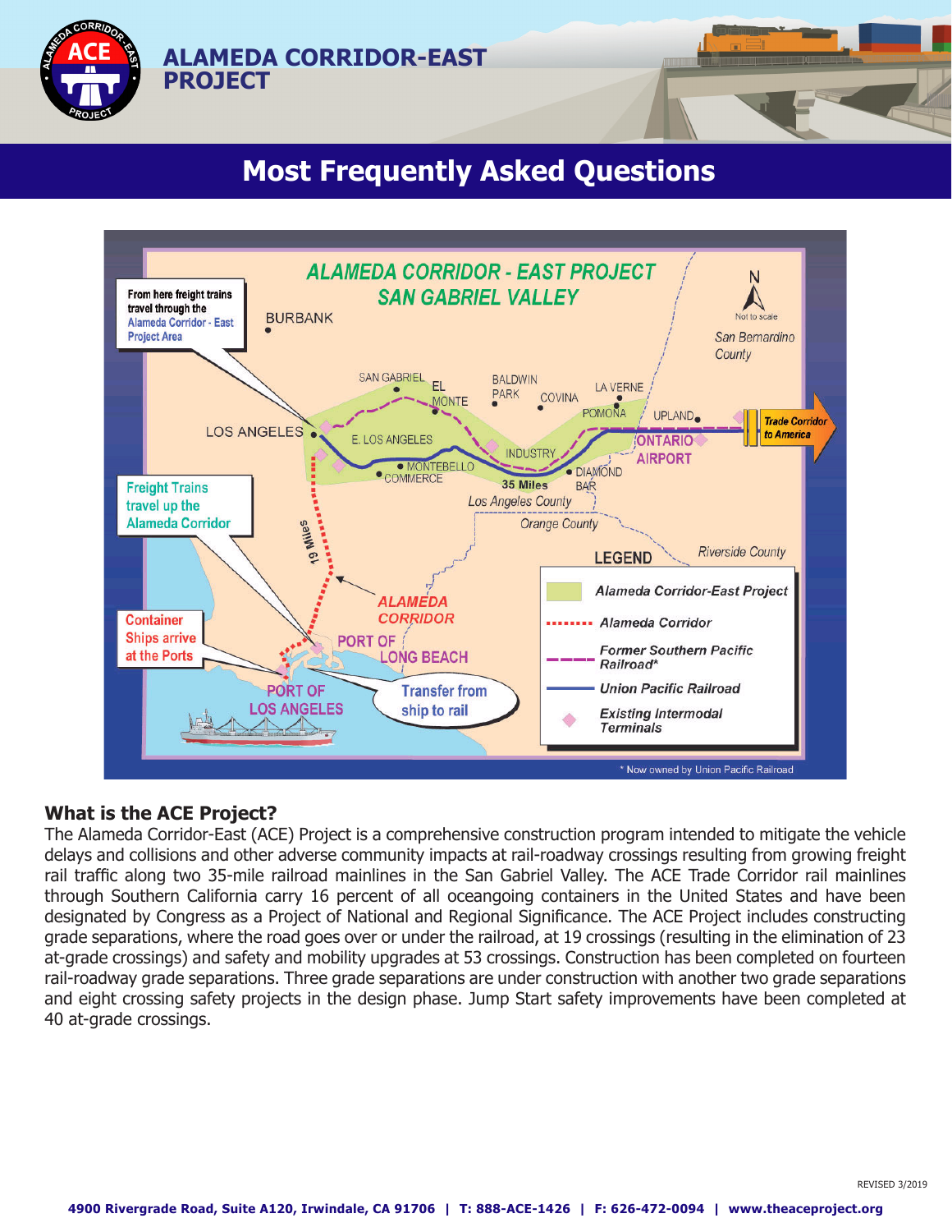# ALAMEDA CORRIDOR-EAST PROJECT

## Most Frequently Asked Questions

### What is the ACE Project?

The Alameda Corridor-East (ACE) Project is a comprehensive construction program intended to mitigate the vehicle delays and collisions and other adverse community impacts at rail-roadway crossings resulting from growing freight rail traffic along two 35-mile railroad mainlines in the San Gabriel Valley. The ACE Trade Corridor rail mainlines through Southern California carry 16 percent of all oceangoing containers in the United States and have been designated by Congress as a Project of National and Regional Significance. The ACE Project includes constructing grade separations, where the road goes over or under the railroad, at 19 crossings (resulting in the elimination of 23 at-grade crossings) and safety and mobility upgrades at 53 crossings. Construction has been completed on fourteen rail-roadway grade separations. Three grade separations are under construction with another two grade separations and eight crossing safety projects in the design phase. Jump Start safety improvements have been completed at 40 at-grade crossings.

REVISED 3/2019

4900 Rivergrade Road, Suite A120, Irwindale, CA 91706 | T: 888-ACE-1426 | F: 626-472-0094 | www.theaceproject.org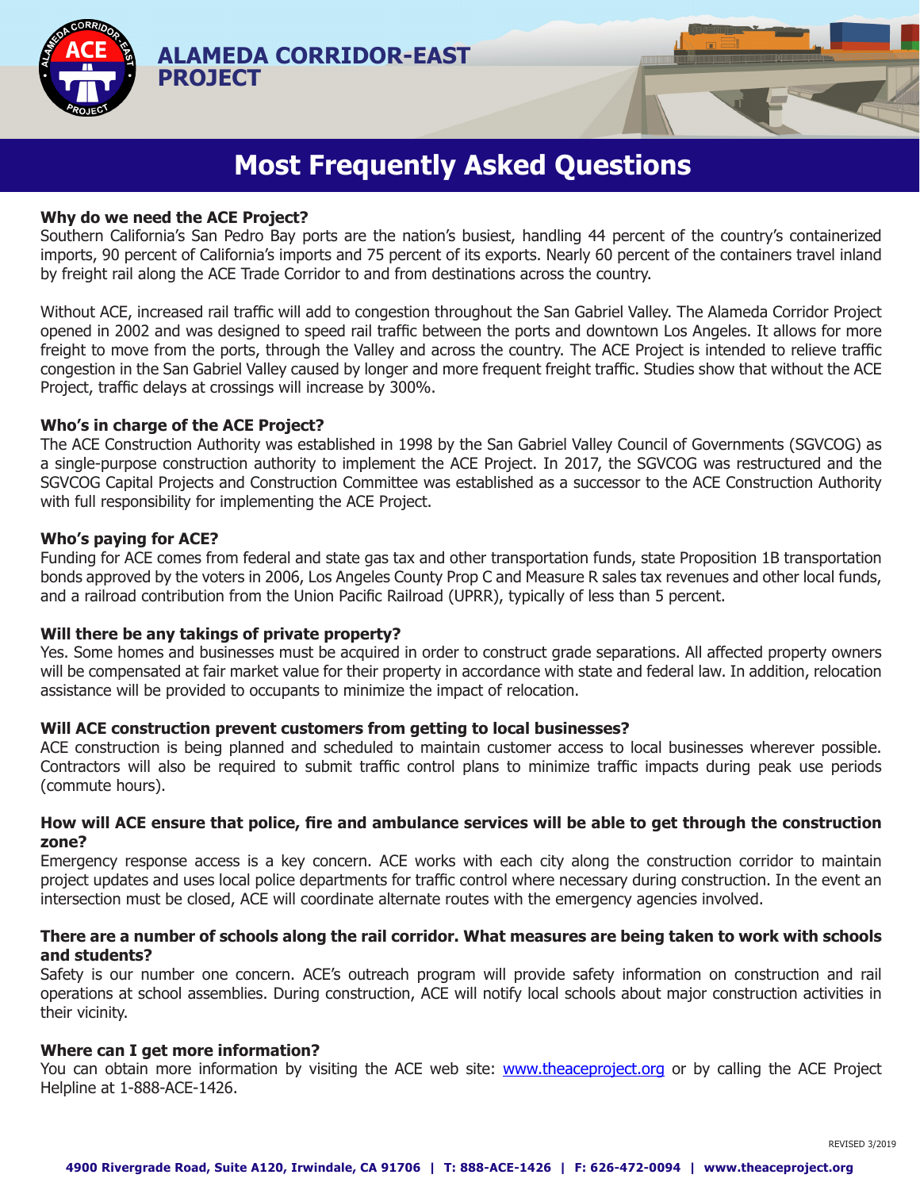# ALAMEDA CORRIDOR-EAST PROJECT

## Most Frequently Asked Questions

**Why do we need the ACE Project?**

Southern California's San Pedro Bay ports are the nation's busiest, handling 44 percent of the country's containerized imports, 90 percent of California's imports and 75 percent of its exports. Nearly 60 percent of the containers travel inland by freight rail along the ACE Trade Corridor to and from destinations across the country.

Without ACE, increased rail traffic will add to congestion throughout the San Gabriel Valley. The Alameda Corridor Project opened in 2002 and was designed to speed rail traffic between the ports and downtown Los Angeles. It allows for more freight to move from the ports, through the Valley and across the country. The ACE Project is intended to relieve traffic congestion in the San Gabriel Valley caused by longer and more frequent freight traffic. Studies show that without the ACE Project, traffic delays at crossings will increase by 300%.

**Who's in charge of the ACE Project?**

The ACE Construction Authority was established in 1998 by the San Gabriel Valley Council of Governments (SGVCOG) as a single-purpose construction authority to implement the ACE Project. In 2017, the SGVCOG was restructured and the SGVCOG Capital Projects and Construction Committee was established as a successor to the ACE Construction Authority with full responsibility for implementing the ACE Project.

**Who's paying for ACE?**

Funding for ACE comes from federal and state gas tax and other transportation funds, state Proposition 1B transportation bonds approved by the voters in 2006, Los Angeles County Prop C and Measure R sales tax revenues and other local funds, and a railroad contribution from the Union Pacific Railroad (UPRR), typically of less than 5 percent.

**Will there be any takings of private property?**

Yes. Some homes and businesses must be acquired in order to construct grade separations. All affected property owners will be compensated at fair market value for their property in accordance with state and federal law. In addition, relocation assistance will be provided to occupants to minimize the impact of relocation.

**Will ACE construction prevent customers from getting to local businesses?**

ACE construction is being planned and scheduled to maintain customer access to local businesses wherever possible. Contractors will also be required to submit traffic control plans to minimize traffic impacts during peak use periods (commute hours).

**How will ACE ensure that police, fire and ambulance services will be able to get through the construction zone?**

Emergency response access is a key concern. ACE works with each city along the construction corridor to maintain project updates and uses local police departments for traffic control where necessary during construction. In the event an intersection must be closed, ACE will coordinate alternate routes with the emergency agencies involved.

**There are a number of schools along the rail corridor. What measures are being taken to work with schools and students?**

Safety is our number one concern. ACE's outreach program will provide safety information on construction and rail operations at school assemblies. During construction, ACE will notify local schools about major construction activities in their vicinity.

**Where can I get more information?**

You can obtain more information by visiting the ACE web site: www.theaceproject.org or by calling the ACE Project Helpline at 1-888-ACE-1426.

REVISED 3/2019

4900 Rivergrade Road, Suite A120, Irwindale, CA 91706 | T: 888-ACE-1426 | F: 626-472-0094 | www.theaceproject.org